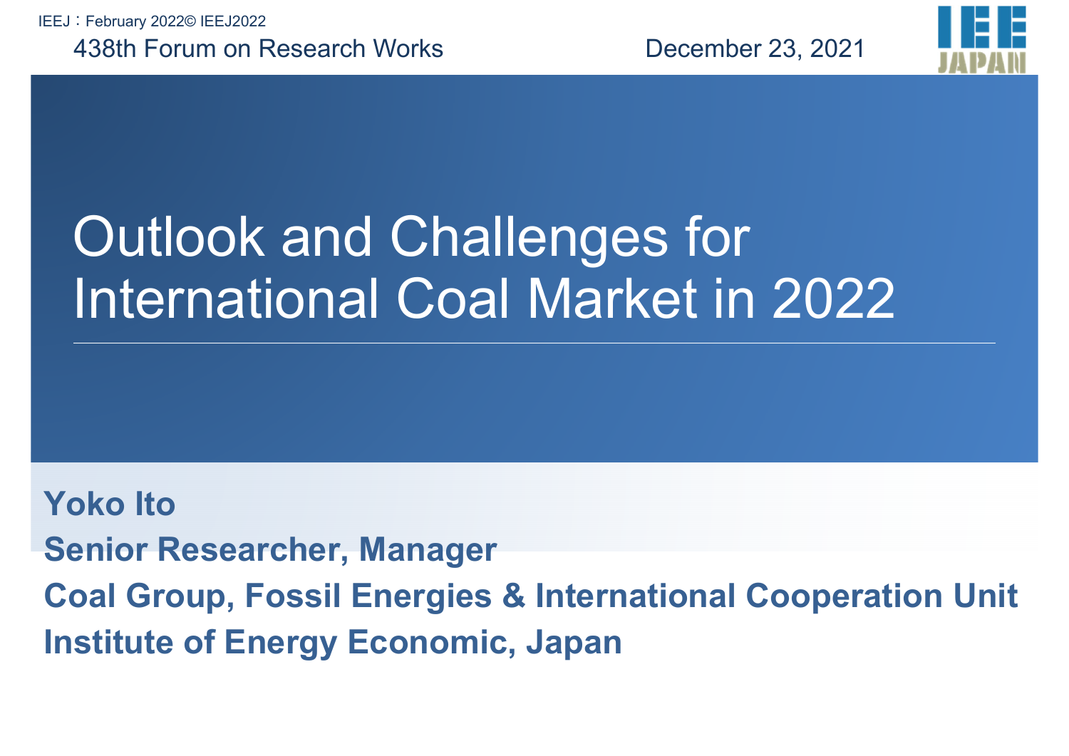IEEJ：February 2022© IEEJ2022

438th Forum on Research Works

December 23, 2021

# Outlook and Challenges for International Coal Market in 2022

**Yoko Ito**

**Senior Researcher, Manager**

**Coal Group, Fossil Energies & International Cooperation Unit**

**Institute of Energy Economic, Japan**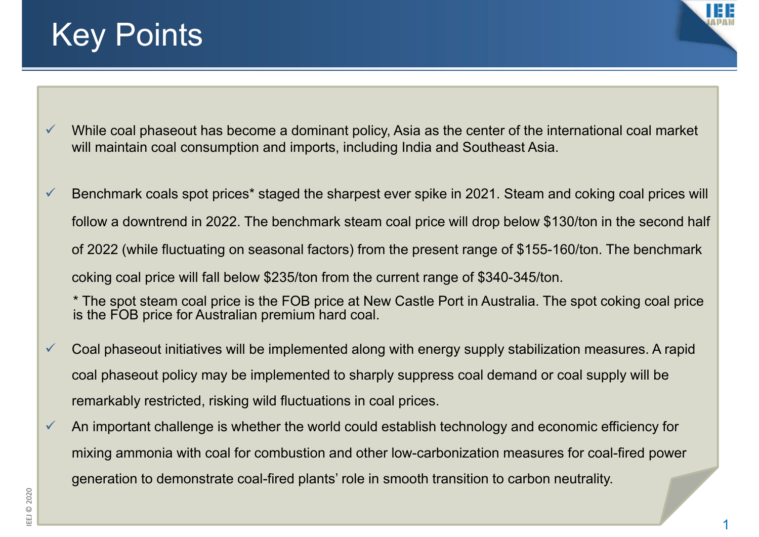# Key Points

- While coal phaseout has become a dominant policy, Asia as the center of the international coal market will maintain coal consumption and imports, including India and Southeast Asia.

- Benchmark coals spot prices* staged the sharpest ever spike in 2021. Steam and coking coal prices will follow a downtrend in 2022. The benchmark steam coal price will drop below $130/ton in the second half of 2022 (while fluctuating on seasonal factors) from the present range of $155-160/ton. The benchmark coking coal price will fall below $235/ton from the current range of $340-345/ton.

  \* The spot steam coal price is the FOB price at New Castle Port in Australia. The spot coking coal price is the FOB price for Australian premium hard coal.

- Coal phaseout initiatives will be implemented along with energy supply stabilization measures. A rapid coal phaseout policy may be implemented to sharply suppress coal demand or coal supply will be remarkably restricted, risking wild fluctuations in coal prices.
- An important challenge is whether the world could establish technology and economic efficiency for mixing ammonia with coal for combustion and other low-carbonization measures for coal-fired power generation to demonstrate coal-fired plants' role in smooth transition to carbon neutrality.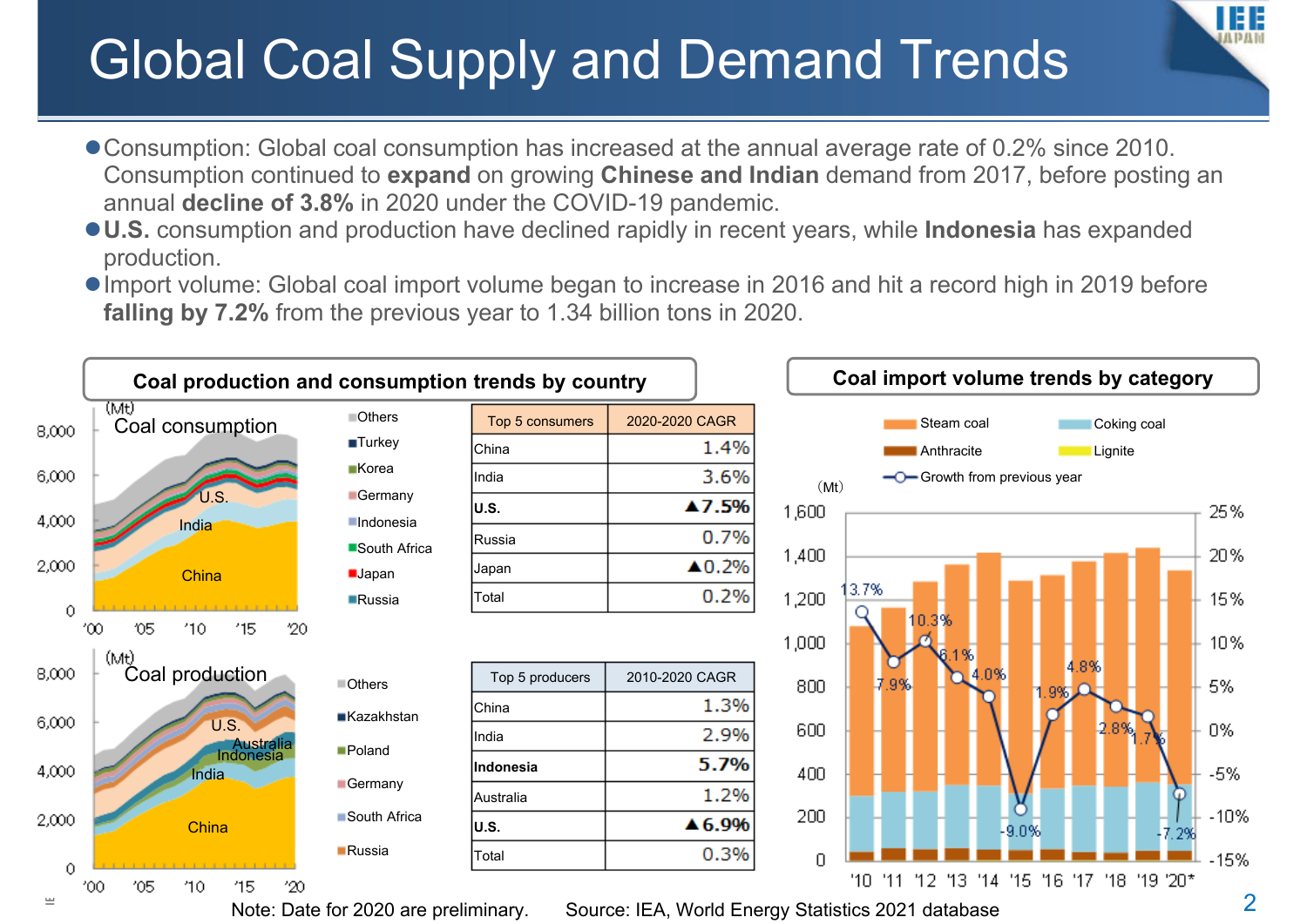# Global Coal Supply and Demand Trends

- Consumption: Global coal consumption has increased at the annual average rate of 0.2% since 2010. Consumption continued to **expand** on growing **Chinese and Indian** demand from 2017, before posting an annual **decline of 3.8%** in 2020 under the COVID-19 pandemic.
- **U.S.** consumption and production have declined rapidly in recent years, while **Indonesia** has expanded production.
- Import volume: Global coal import volume began to increase in 2016 and hit a record high in 2019 before **falling by 7.2%** from the previous year to 1.34 billion tons in 2020.

## Coal production and consumption trends by country

| Top 5 consumers | 2020-2020 CAGR |
|---|---|
| China | 1.4% |
| India | 3.6% |
| **U.S.** | **▲7.5%** |
| Russia | 0.7% |
| Japan | ▲0.2% |
| Total | 0.2% |

| Top 5 producers | 2010-2020 CAGR |
|---|---|
| China | 1.3% |
| India | 2.9% |
| **Indonesia** | **5.7%** |
| Australia | 1.2% |
| **U.S.** | **▲6.9%** |
| Total | 0.3% |

## Coal import volume trends by category

Note: Date for 2020 are preliminary. Source: IEA, World Energy Statistics 2021 database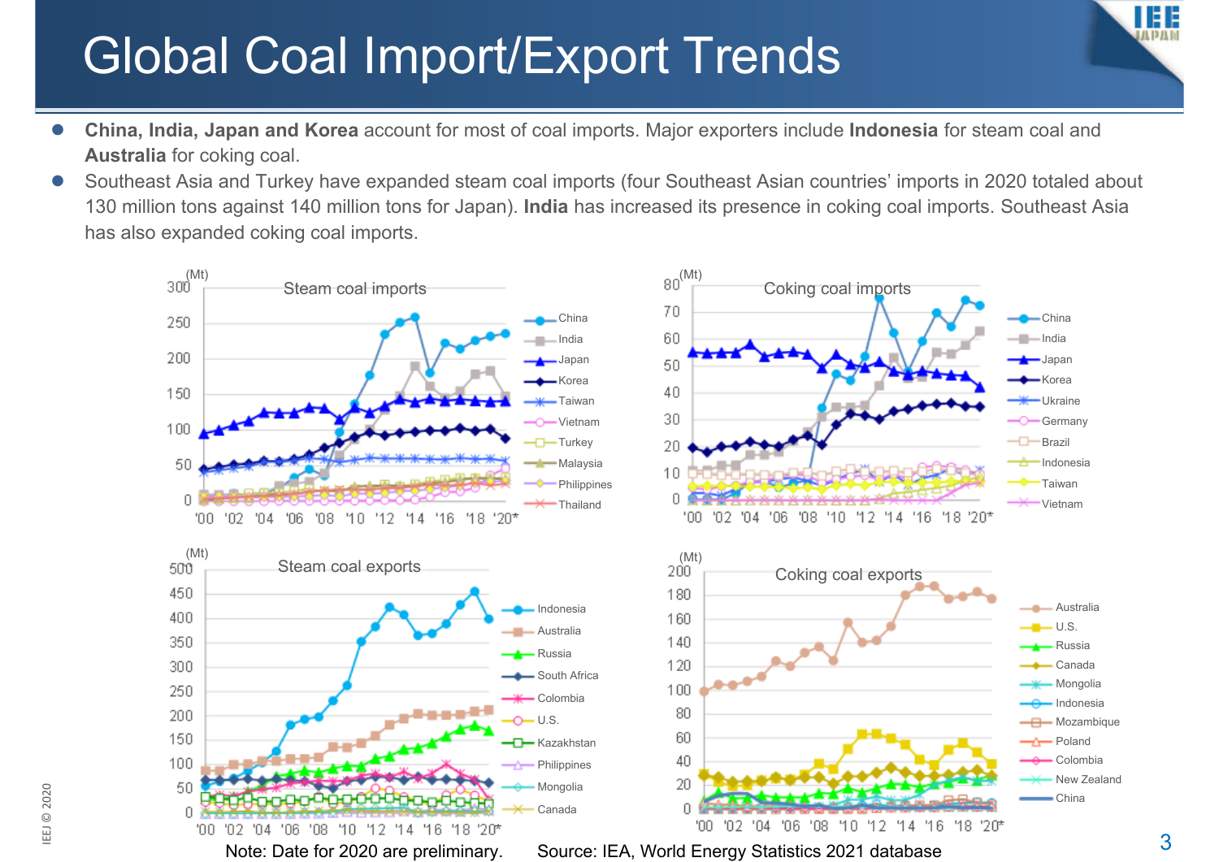# Global Coal Import/Export Trends

- **China, India, Japan and Korea** account for most of coal imports. Major exporters include **Indonesia** for steam coal and **Australia** for coking coal.
- Southeast Asia and Turkey have expanded steam coal imports (four Southeast Asian countries' imports in 2020 totaled about 130 million tons against 140 million tons for Japan). **India** has increased its presence in coking coal imports. Southeast Asia has also expanded coking coal imports.

Steam coal imports (Mt): China, India, Japan, Korea, Taiwan, Vietnam, Turkey, Malaysia, Philippines, Thailand

Coking coal imports (Mt): China, India, Japan, Korea, Ukraine, Germany, Brazil, Indonesia, Taiwan, Vietnam

Steam coal exports (Mt): Indonesia, Australia, Russia, South Africa, Colombia, U.S., Kazakhstan, Philippines, Mongolia, Canada

Coking coal exports (Mt): Australia, U.S., Russia, Canada, Mongolia, Indonesia, Mozambique, Poland, Colombia, New Zealand, China

Note: Date for 2020 are preliminary. Source: IEA, World Energy Statistics 2021 database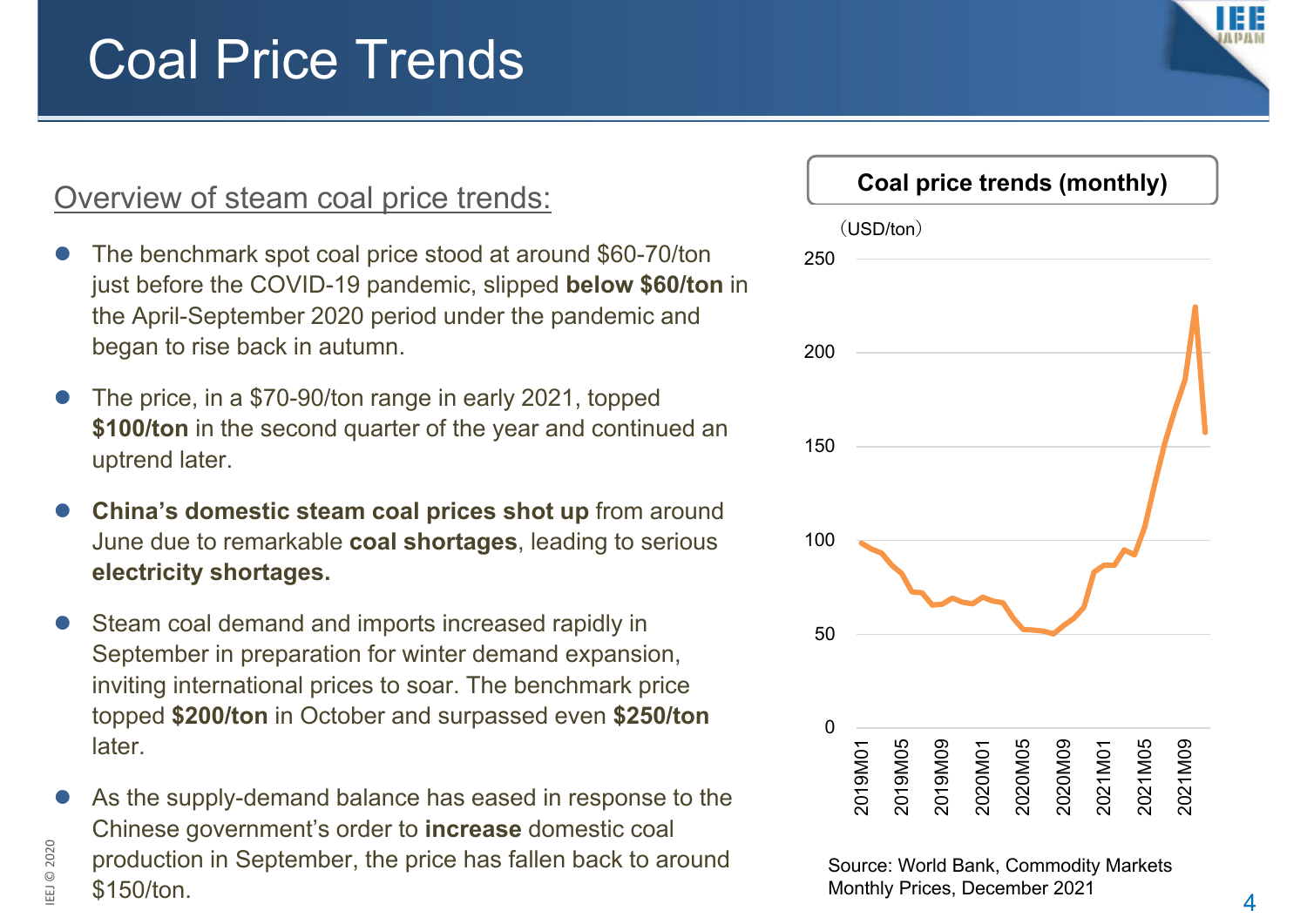# Coal Price Trends

## Overview of steam coal price trends:

- The benchmark spot coal price stood at around $60-70/ton just before the COVID-19 pandemic, slipped **below $60/ton** in the April-September 2020 period under the pandemic and began to rise back in autumn.
- The price, in a $70-90/ton range in early 2021, topped **$100/ton** in the second quarter of the year and continued an uptrend later.
- **China's domestic steam coal prices shot up** from around June due to remarkable **coal shortages**, leading to serious **electricity shortages.**
- Steam coal demand and imports increased rapidly in September in preparation for winter demand expansion, inviting international prices to soar. The benchmark price topped **$200/ton** in October and surpassed even **$250/ton** later.
- As the supply-demand balance has eased in response to the Chinese government's order to **increase** domestic coal production in September, the price has fallen back to around $150/ton.

**Coal price trends (monthly)**

(USD/ton)

Source: World Bank, Commodity Markets Monthly Prices, December 2021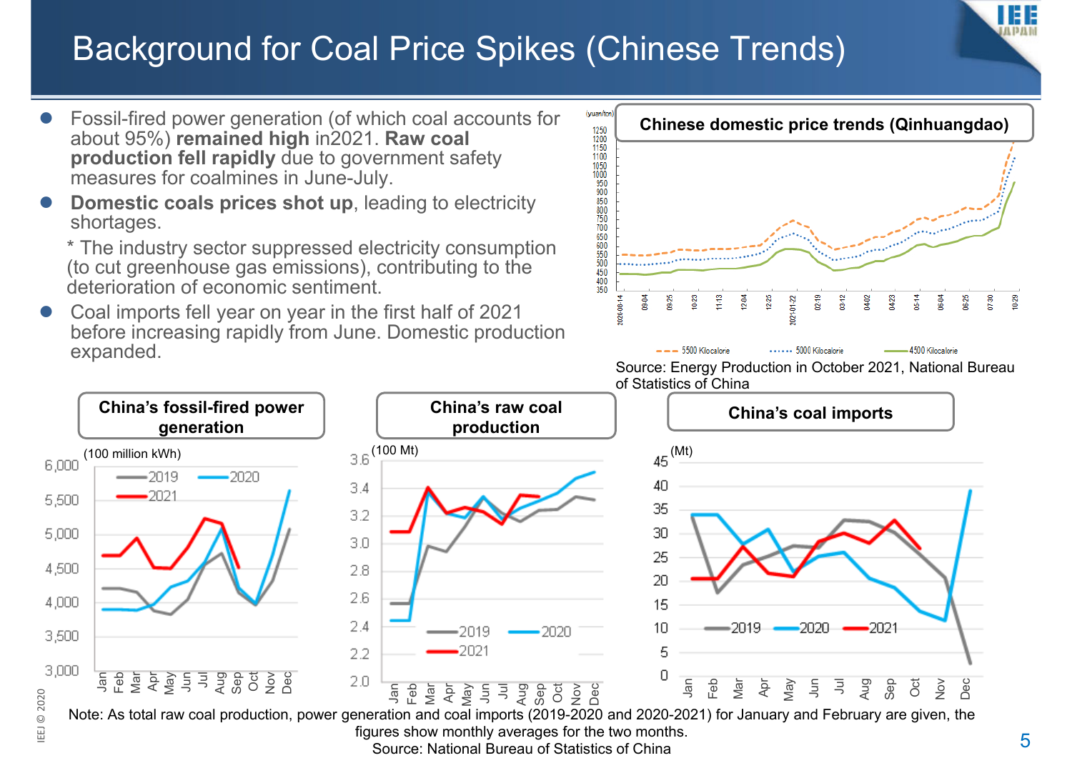# Background for Coal Price Spikes (Chinese Trends)

- Fossil-fired power generation (of which coal accounts for about 95%) **remained high** in2021. **Raw coal production fell rapidly** due to government safety measures for coalmines in June-July.
- **Domestic coals prices shot up**, leading to electricity shortages.

  * The industry sector suppressed electricity consumption (to cut greenhouse gas emissions), contributing to the deterioration of economic sentiment.
- Coal imports fell year on year in the first half of 2021 before increasing rapidly from June. Domestic production expanded.

**Chinese domestic price trends (Qinhuangdao)**

(yuan/ton)

5500 Kilocalorie / 5000 Kilocalorie / 4500 Kilocalorie

Source: Energy Production in October 2021, National Bureau of Statistics of China

**China's fossil-fired power generation**

(100 million kWh)

2019 / 2020 / 2021

**China's raw coal production**

(100 Mt)

2019 / 2020 / 2021

**China's coal imports**

(Mt)

2019 / 2020 / 2021

Note: As total raw coal production, power generation and coal imports (2019-2020 and 2020-2021) for January and February are given, the figures show monthly averages for the two months.

Source: National Bureau of Statistics of China

IEEJ © 2020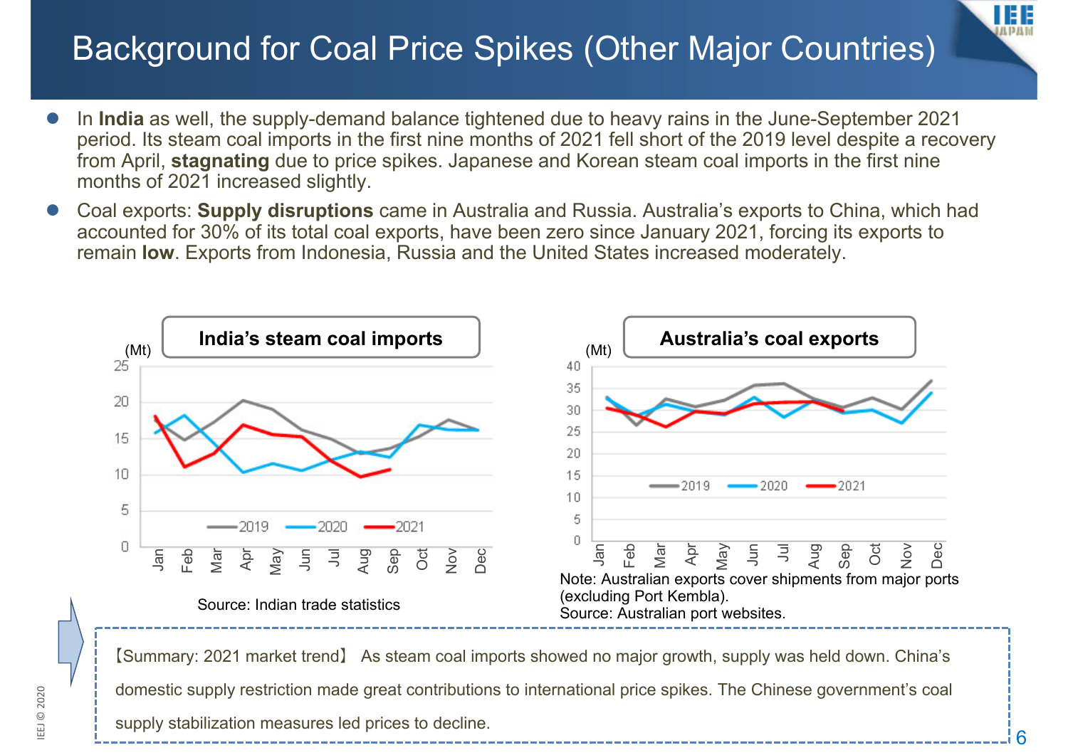# Background for Coal Price Spikes (Other Major Countries)

- In **India** as well, the supply-demand balance tightened due to heavy rains in the June-September 2021 period. Its steam coal imports in the first nine months of 2021 fell short of the 2019 level despite a recovery from April, **stagnating** due to price spikes. Japanese and Korean steam coal imports in the first nine months of 2021 increased slightly.
- Coal exports: **Supply disruptions** came in Australia and Russia. Australia's exports to China, which had accounted for 30% of its total coal exports, have been zero since January 2021, forcing its exports to remain **low**. Exports from Indonesia, Russia and the United States increased moderately.

**India's steam coal imports**

Source: Indian trade statistics

**Australia's coal exports**

Note: Australian exports cover shipments from major ports (excluding Port Kembla).
Source: Australian port websites.

【Summary: 2021 market trend】 As steam coal imports showed no major growth, supply was held down. China's domestic supply restriction made great contributions to international price spikes. The Chinese government's coal supply stabilization measures led prices to decline.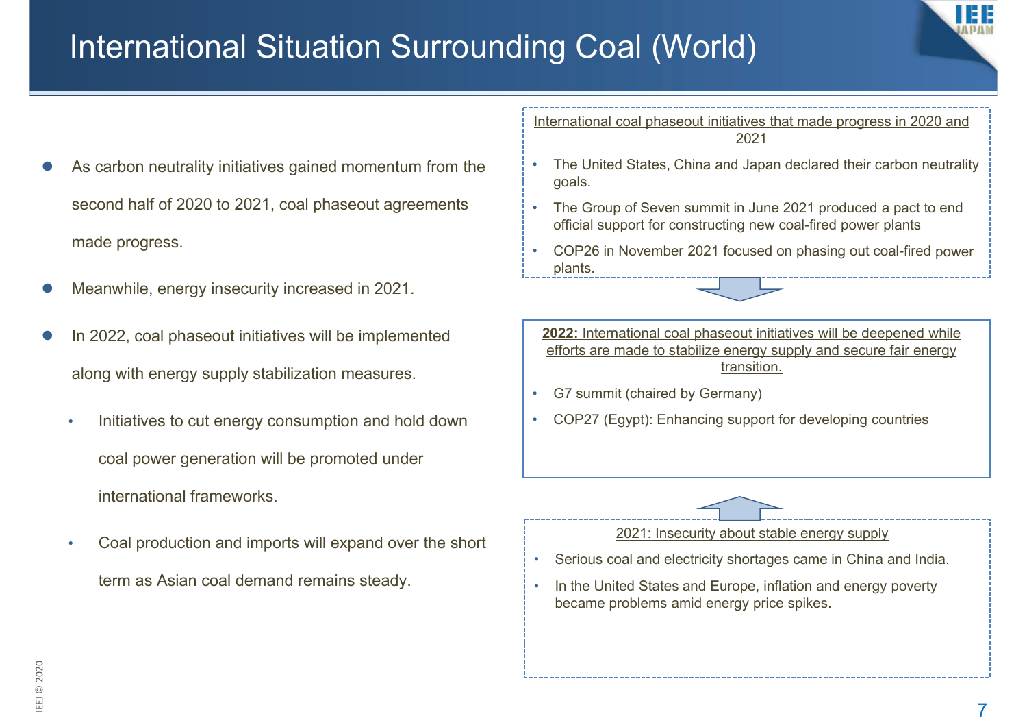# International Situation Surrounding Coal (World)

- As carbon neutrality initiatives gained momentum from the second half of 2020 to 2021, coal phaseout agreements made progress.
- Meanwhile, energy insecurity increased in 2021.
- In 2022, coal phaseout initiatives will be implemented along with energy supply stabilization measures.
  - Initiatives to cut energy consumption and hold down coal power generation will be promoted under international frameworks.
  - Coal production and imports will expand over the short term as Asian coal demand remains steady.

International coal phaseout initiatives that made progress in 2020 and 2021

- The United States, China and Japan declared their carbon neutrality goals.
- The Group of Seven summit in June 2021 produced a pact to end official support for constructing new coal-fired power plants
- COP26 in November 2021 focused on phasing out coal-fired power plants.

**2022:** International coal phaseout initiatives will be deepened while efforts are made to stabilize energy supply and secure fair energy transition.

- G7 summit (chaired by Germany)
- COP27 (Egypt): Enhancing support for developing countries

2021: Insecurity about stable energy supply

- Serious coal and electricity shortages came in China and India.
- In the United States and Europe, inflation and energy poverty became problems amid energy price spikes.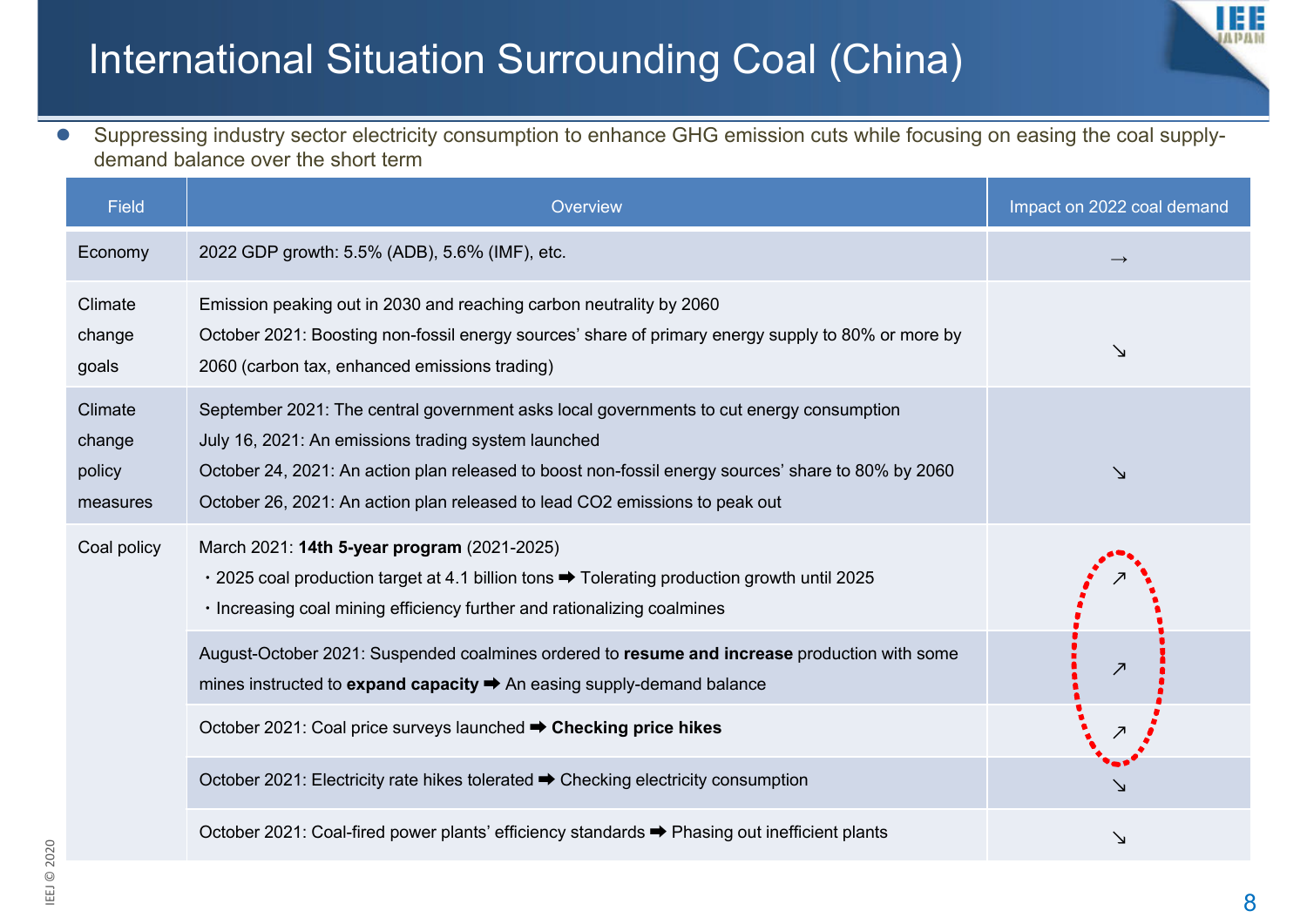# International Situation Surrounding Coal (China)

- Suppressing industry sector electricity consumption to enhance GHG emission cuts while focusing on easing the coal supply-demand balance over the short term

| Field | Overview | Impact on 2022 coal demand |
| --- | --- | --- |
| Economy | 2022 GDP growth: 5.5% (ADB), 5.6% (IMF), etc. | → |
| Climate change goals | Emission peaking out in 2030 and reaching carbon neutrality by 2060<br>October 2021: Boosting non-fossil energy sources' share of primary energy supply to 80% or more by 2060 (carbon tax, enhanced emissions trading) | ↘ |
| Climate change policy measures | September 2021: The central government asks local governments to cut energy consumption<br>July 16, 2021: An emissions trading system launched<br>October 24, 2021: An action plan released to boost non-fossil energy sources' share to 80% by 2060<br>October 26, 2021: An action plan released to lead CO2 emissions to peak out | ↘ |
| Coal policy | March 2021: **14th 5-year program** (2021-2025)<br>・2025 coal production target at 4.1 billion tons ➡ Tolerating production growth until 2025<br>・Increasing coal mining efficiency further and rationalizing coalmines | ↗ |
| | August-October 2021: Suspended coalmines ordered to **resume and increase** production with some mines instructed to **expand capacity** ➡ An easing supply-demand balance | ↗ |
| | October 2021: Coal price surveys launched ➡ **Checking price hikes** | ↗ |
| | October 2021: Electricity rate hikes tolerated ➡ Checking electricity consumption | ↘ |
| | October 2021: Coal-fired power plants' efficiency standards ➡ Phasing out inefficient plants | ↘ |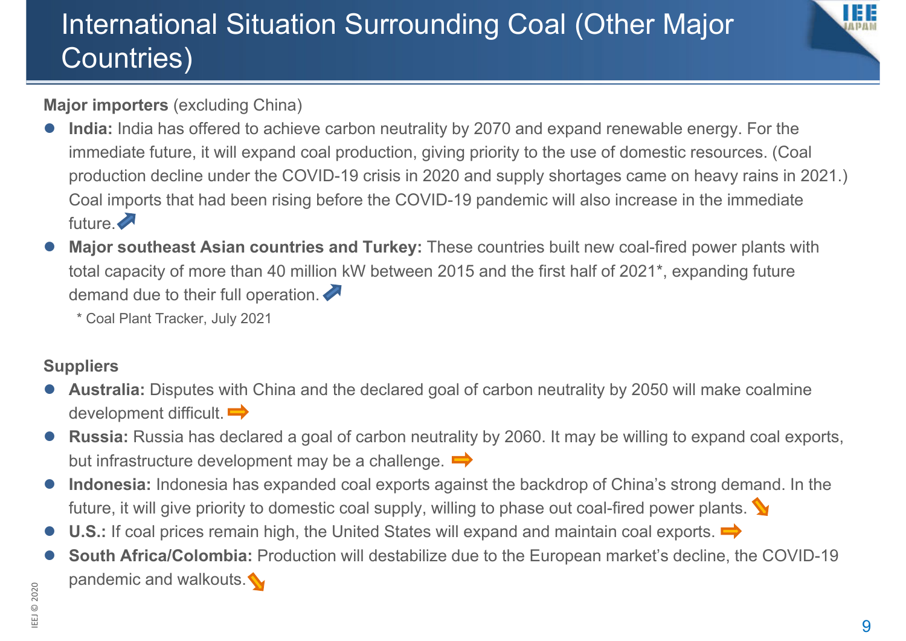# International Situation Surrounding Coal (Other Major Countries)

**Major importers** (excluding China)

- **India:** India has offered to achieve carbon neutrality by 2070 and expand renewable energy. For the immediate future, it will expand coal production, giving priority to the use of domestic resources. (Coal production decline under the COVID-19 crisis in 2020 and supply shortages came on heavy rains in 2021.) Coal imports that had been rising before the COVID-19 pandemic will also increase in the immediate future. ↗
- **Major southeast Asian countries and Turkey:** These countries built new coal-fired power plants with total capacity of more than 40 million kW between 2015 and the first half of 2021*, expanding future demand due to their full operation. ↗

  * Coal Plant Tracker, July 2021

**Suppliers**

- **Australia:** Disputes with China and the declared goal of carbon neutrality by 2050 will make coalmine development difficult. ➡
- **Russia:** Russia has declared a goal of carbon neutrality by 2060. It may be willing to expand coal exports, but infrastructure development may be a challenge. ➡
- **Indonesia:** Indonesia has expanded coal exports against the backdrop of China's strong demand. In the future, it will give priority to domestic coal supply, willing to phase out coal-fired power plants. ↘
- **U.S.:** If coal prices remain high, the United States will expand and maintain coal exports. ➡
- **South Africa/Colombia:** Production will destabilize due to the European market's decline, the COVID-19 pandemic and walkouts. ↘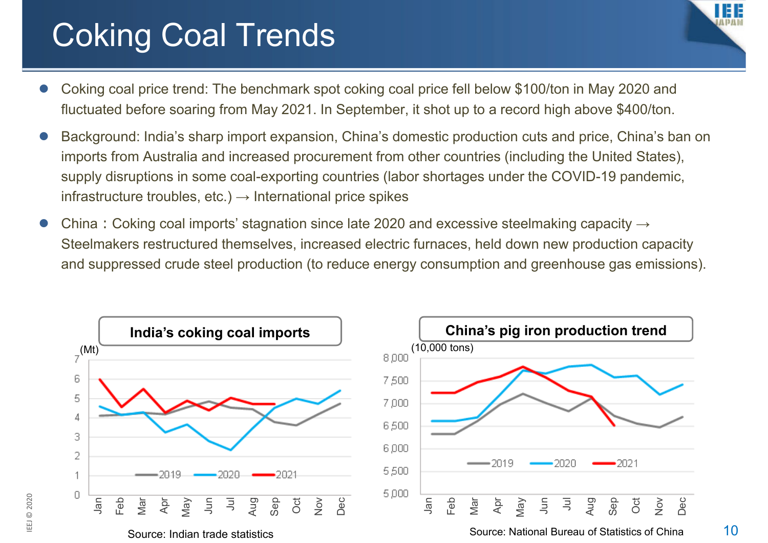# Coking Coal Trends

- Coking coal price trend: The benchmark spot coking coal price fell below \$100/ton in May 2020 and fluctuated before soaring from May 2021. In September, it shot up to a record high above \$400/ton.
- Background: India's sharp import expansion, China's domestic production cuts and price, China's ban on imports from Australia and increased procurement from other countries (including the United States), supply disruptions in some coal-exporting countries (labor shortages under the COVID-19 pandemic, infrastructure troubles, etc.) → International price spikes
- China：Coking coal imports' stagnation since late 2020 and excessive steelmaking capacity → Steelmakers restructured themselves, increased electric furnaces, held down new production capacity and suppressed crude steel production (to reduce energy consumption and greenhouse gas emissions).

**India's coking coal imports**

(Mt)

Source: Indian trade statistics

**China's pig iron production trend**

(10,000 tons)

Source: National Bureau of Statistics of China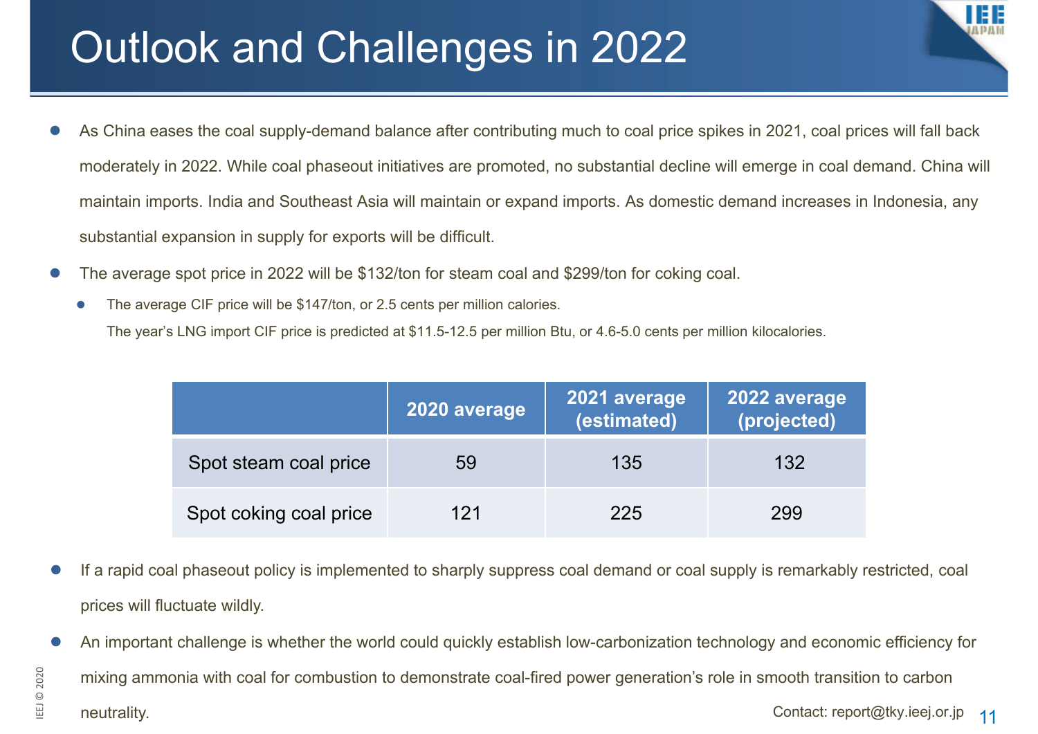# Outlook and Challenges in 2022

- As China eases the coal supply-demand balance after contributing much to coal price spikes in 2021, coal prices will fall back moderately in 2022. While coal phaseout initiatives are promoted, no substantial decline will emerge in coal demand. China will maintain imports. India and Southeast Asia will maintain or expand imports. As domestic demand increases in Indonesia, any substantial expansion in supply for exports will be difficult.
- The average spot price in 2022 will be $132/ton for steam coal and $299/ton for coking coal.
  - The average CIF price will be $147/ton, or 2.5 cents per million calories.
    The year's LNG import CIF price is predicted at $11.5-12.5 per million Btu, or 4.6-5.0 cents per million kilocalories.

| | 2020 average | 2021 average (estimated) | 2022 average (projected) |
|---|---|---|---|
| Spot steam coal price | 59 | 135 | 132 |
| Spot coking coal price | 121 | 225 | 299 |

- If a rapid coal phaseout policy is implemented to sharply suppress coal demand or coal supply is remarkably restricted, coal prices will fluctuate wildly.
- An important challenge is whether the world could quickly establish low-carbonization technology and economic efficiency for mixing ammonia with coal for combustion to demonstrate coal-fired power generation's role in smooth transition to carbon neutrality.

Contact: report@tky.ieej.or.jp